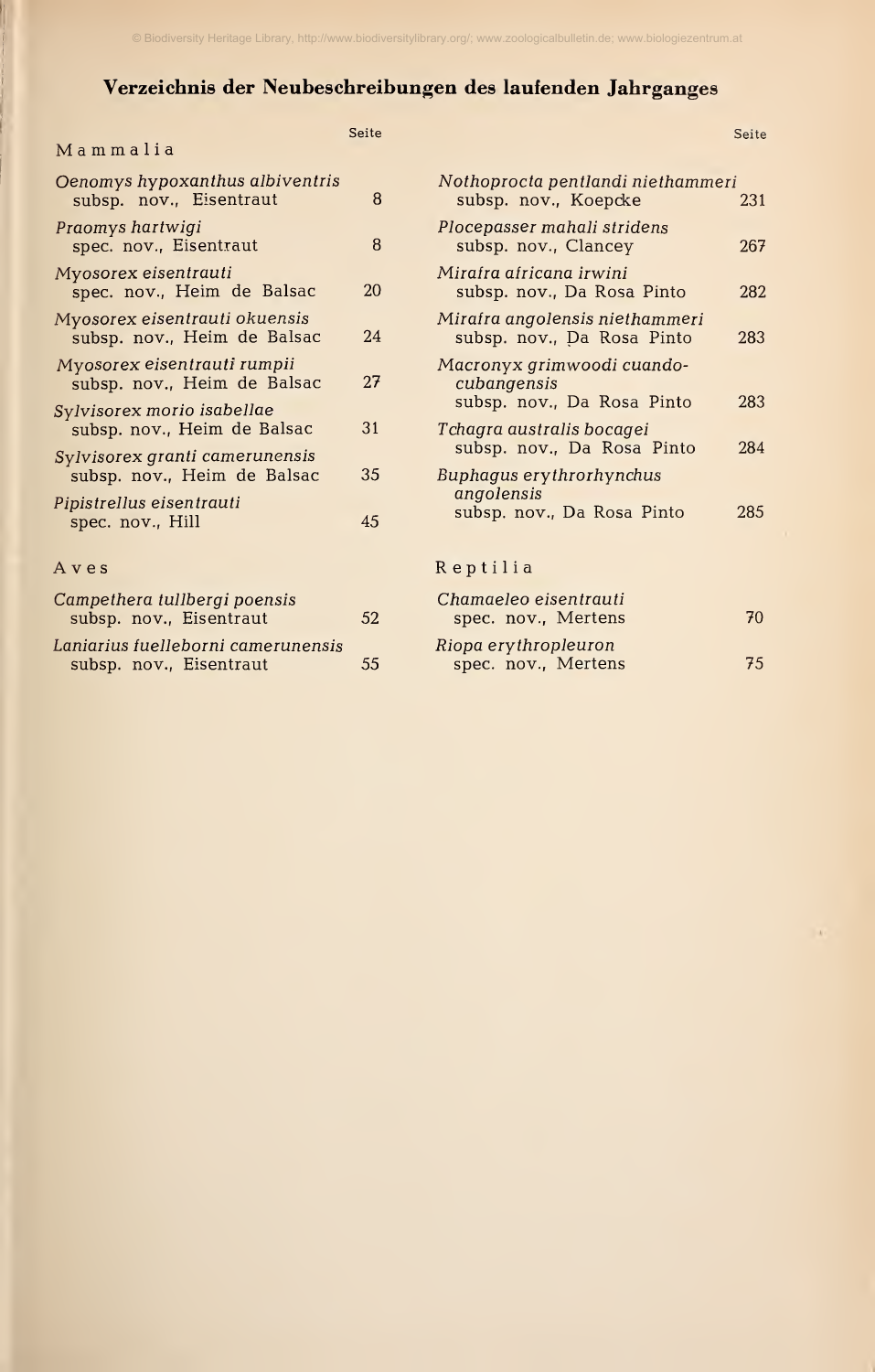# Verzeichnis der Neubeschreibungen des laufenden Jahrganges

## Mammalia

| | Seite |
|---|---|
| *Oenomys hypoxanthus albiventris* subsp. nov., Eisentraut | 8 |
| *Praomys hartwigi* spec. nov., Eisentraut | 8 |
| *Myosorex eisentrauti* spec. nov., Heim de Balsac | 20 |
| *Myosorex eisentrauti okuensis* subsp. nov., Heim de Balsac | 24 |
| *Myosorex eisentrauti rumpii* subsp. nov., Heim de Balsac | 27 |
| *Sylvisorex morio isabellae* subsp. nov., Heim de Balsac | 31 |
| *Sylvisorex granti camerunensis* subsp. nov., Heim de Balsac | 35 |
| *Pipistrellus eisentrauti* spec. nov., Hill | 45 |

## Aves

| | Seite |
|---|---|
| *Campethera tullbergi poensis* subsp. nov., Eisentraut | 52 |
| *Laniarius fuelleborni camerunensis* subsp. nov., Eisentraut | 55 |
| *Nothoprocta pentlandi niethammeri* subsp. nov., Koepcke | 231 |
| *Plocepasser mahali stridens* subsp. nov., Clancey | 267 |
| *Mirafra africana irwini* subsp. nov., Da Rosa Pinto | 282 |
| *Mirafra angolensis niethammeri* subsp. nov., Da Rosa Pinto | 283 |
| *Macronyx grimwoodi cuando-cubangensis* subsp. nov., Da Rosa Pinto | 283 |
| *Tchagra australis bocagei* subsp. nov., Da Rosa Pinto | 284 |
| *Buphagus erythrorhynchus angolensis* subsp. nov., Da Rosa Pinto | 285 |

## Reptilia

| | Seite |
|---|---|
| *Chamaeleo eisentrauti* spec. nov., Mertens | 70 |
| *Riopa erythropleuron* spec. nov., Mertens | 75 |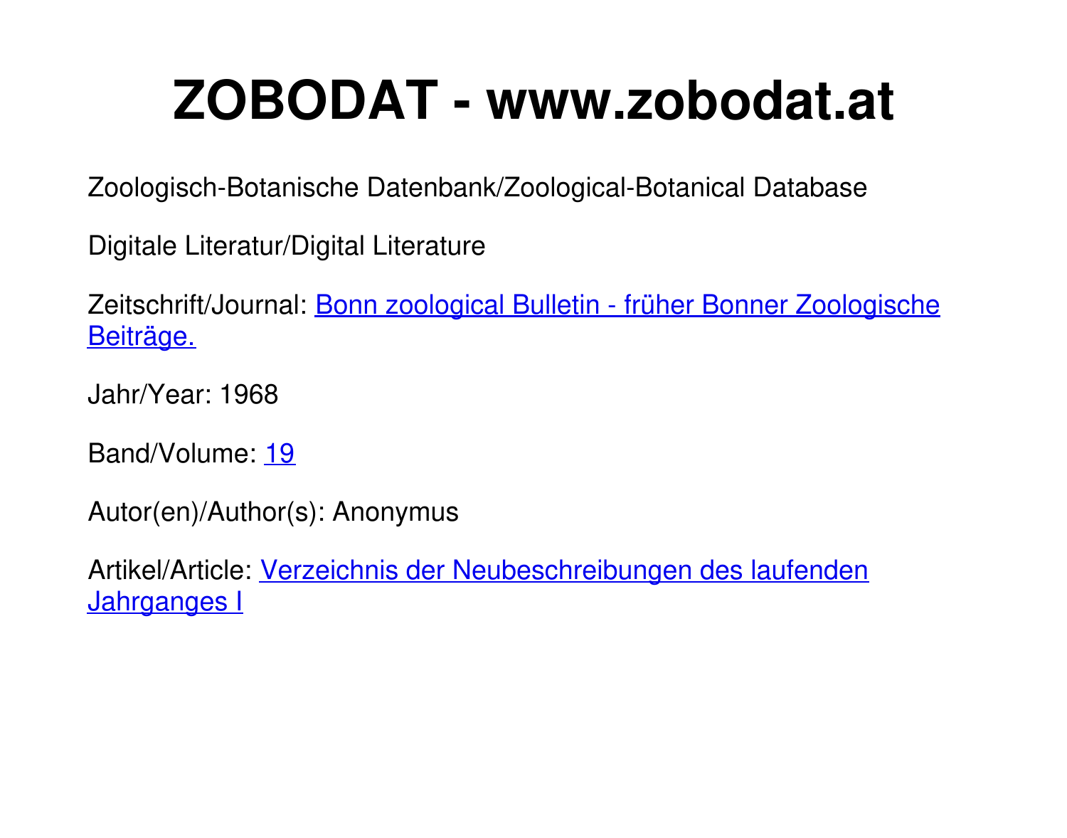# ZOBODAT - www.zobodat.at

Zoologisch-Botanische Datenbank/Zoological-Botanical Database

Digitale Literatur/Digital Literature

Zeitschrift/Journal: Bonn zoological Bulletin - früher Bonner Zoologische Beiträge.

Jahr/Year: 1968

Band/Volume: 19

Autor(en)/Author(s): Anonymus

Artikel/Article: Verzeichnis der Neubeschreibungen des laufenden Jahrganges I